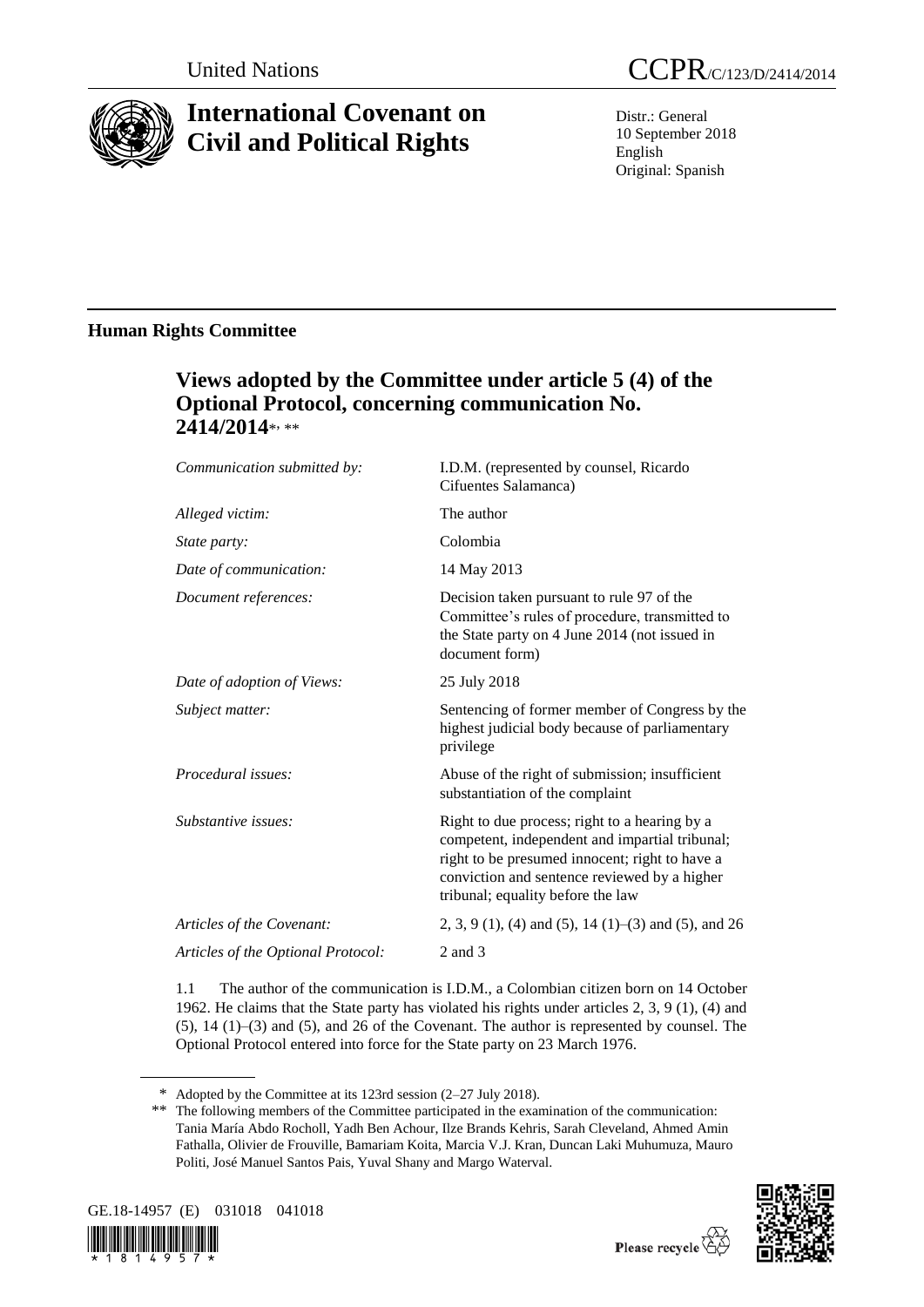United Nations CCPR/C/123/D/2414/2014

# International Covenant on Civil and Political Rights

Distr.: General
10 September 2018
English
Original: Spanish

## Human Rights Committee

## Views adopted by the Committee under article 5 (4) of the Optional Protocol, concerning communication No. 2414/2014*, **

| | |
|---|---|
| *Communication submitted by:* | I.D.M. (represented by counsel, Ricardo Cifuentes Salamanca) |
| *Alleged victim:* | The author |
| *State party:* | Colombia |
| *Date of communication:* | 14 May 2013 |
| *Document references:* | Decision taken pursuant to rule 97 of the Committee's rules of procedure, transmitted to the State party on 4 June 2014 (not issued in document form) |
| *Date of adoption of Views:* | 25 July 2018 |
| *Subject matter:* | Sentencing of former member of Congress by the highest judicial body because of parliamentary privilege |
| *Procedural issues:* | Abuse of the right of submission; insufficient substantiation of the complaint |
| *Substantive issues:* | Right to due process; right to a hearing by a competent, independent and impartial tribunal; right to be presumed innocent; right to have a conviction and sentence reviewed by a higher tribunal; equality before the law |
| *Articles of the Covenant:* | 2, 3, 9 (1), (4) and (5), 14 (1)–(3) and (5), and 26 |
| *Articles of the Optional Protocol:* | 2 and 3 |

1.1 The author of the communication is I.D.M., a Colombian citizen born on 14 October 1962. He claims that the State party has violated his rights under articles 2, 3, 9 (1), (4) and (5), 14 (1)–(3) and (5), and 26 of the Covenant. The author is represented by counsel. The Optional Protocol entered into force for the State party on 23 March 1976.

\* Adopted by the Committee at its 123rd session (2–27 July 2018).

\*\* The following members of the Committee participated in the examination of the communication: Tania María Abdo Rocholl, Yadh Ben Achour, Ilze Brands Kehris, Sarah Cleveland, Ahmed Amin Fathalla, Olivier de Frouville, Bamariam Koita, Marcia V.J. Kran, Duncan Laki Muhumuza, Mauro Politi, José Manuel Santos Pais, Yuval Shany and Margo Waterval.

GE.18-14957 (E) 031018 041018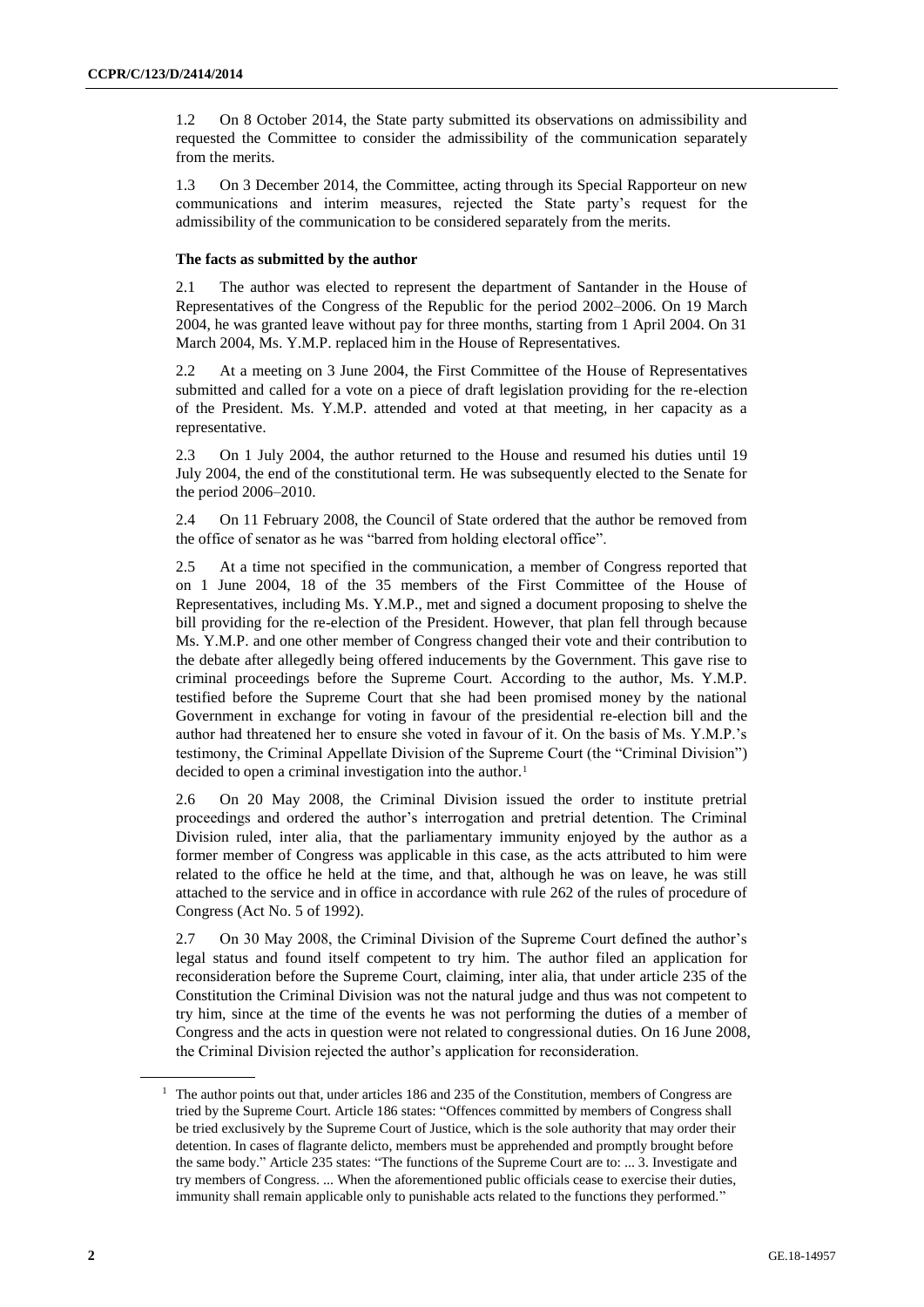1.2 On 8 October 2014, the State party submitted its observations on admissibility and requested the Committee to consider the admissibility of the communication separately from the merits.

1.3 On 3 December 2014, the Committee, acting through its Special Rapporteur on new communications and interim measures, rejected the State party's request for the admissibility of the communication to be considered separately from the merits.

### The facts as submitted by the author

2.1 The author was elected to represent the department of Santander in the House of Representatives of the Congress of the Republic for the period 2002–2006. On 19 March 2004, he was granted leave without pay for three months, starting from 1 April 2004. On 31 March 2004, Ms. Y.M.P. replaced him in the House of Representatives.

2.2 At a meeting on 3 June 2004, the First Committee of the House of Representatives submitted and called for a vote on a piece of draft legislation providing for the re-election of the President. Ms. Y.M.P. attended and voted at that meeting, in her capacity as a representative.

2.3 On 1 July 2004, the author returned to the House and resumed his duties until 19 July 2004, the end of the constitutional term. He was subsequently elected to the Senate for the period 2006–2010.

2.4 On 11 February 2008, the Council of State ordered that the author be removed from the office of senator as he was "barred from holding electoral office".

2.5 At a time not specified in the communication, a member of Congress reported that on 1 June 2004, 18 of the 35 members of the First Committee of the House of Representatives, including Ms. Y.M.P., met and signed a document proposing to shelve the bill providing for the re-election of the President. However, that plan fell through because Ms. Y.M.P. and one other member of Congress changed their vote and their contribution to the debate after allegedly being offered inducements by the Government. This gave rise to criminal proceedings before the Supreme Court. According to the author, Ms. Y.M.P. testified before the Supreme Court that she had been promised money by the national Government in exchange for voting in favour of the presidential re-election bill and the author had threatened her to ensure she voted in favour of it. On the basis of Ms. Y.M.P.'s testimony, the Criminal Appellate Division of the Supreme Court (the "Criminal Division") decided to open a criminal investigation into the author.[1]

2.6 On 20 May 2008, the Criminal Division issued the order to institute pretrial proceedings and ordered the author's interrogation and pretrial detention. The Criminal Division ruled, inter alia, that the parliamentary immunity enjoyed by the author as a former member of Congress was applicable in this case, as the acts attributed to him were related to the office he held at the time, and that, although he was on leave, he was still attached to the service and in office in accordance with rule 262 of the rules of procedure of Congress (Act No. 5 of 1992).

2.7 On 30 May 2008, the Criminal Division of the Supreme Court defined the author's legal status and found itself competent to try him. The author filed an application for reconsideration before the Supreme Court, claiming, inter alia, that under article 235 of the Constitution the Criminal Division was not the natural judge and thus was not competent to try him, since at the time of the events he was not performing the duties of a member of Congress and the acts in question were not related to congressional duties. On 16 June 2008, the Criminal Division rejected the author's application for reconsideration.

[1] The author points out that, under articles 186 and 235 of the Constitution, members of Congress are tried by the Supreme Court. Article 186 states: "Offences committed by members of Congress shall be tried exclusively by the Supreme Court of Justice, which is the sole authority that may order their detention. In cases of flagrante delicto, members must be apprehended and promptly brought before the same body." Article 235 states: "The functions of the Supreme Court are to: ... 3. Investigate and try members of Congress. ... When the aforementioned public officials cease to exercise their duties, immunity shall remain applicable only to punishable acts related to the functions they performed."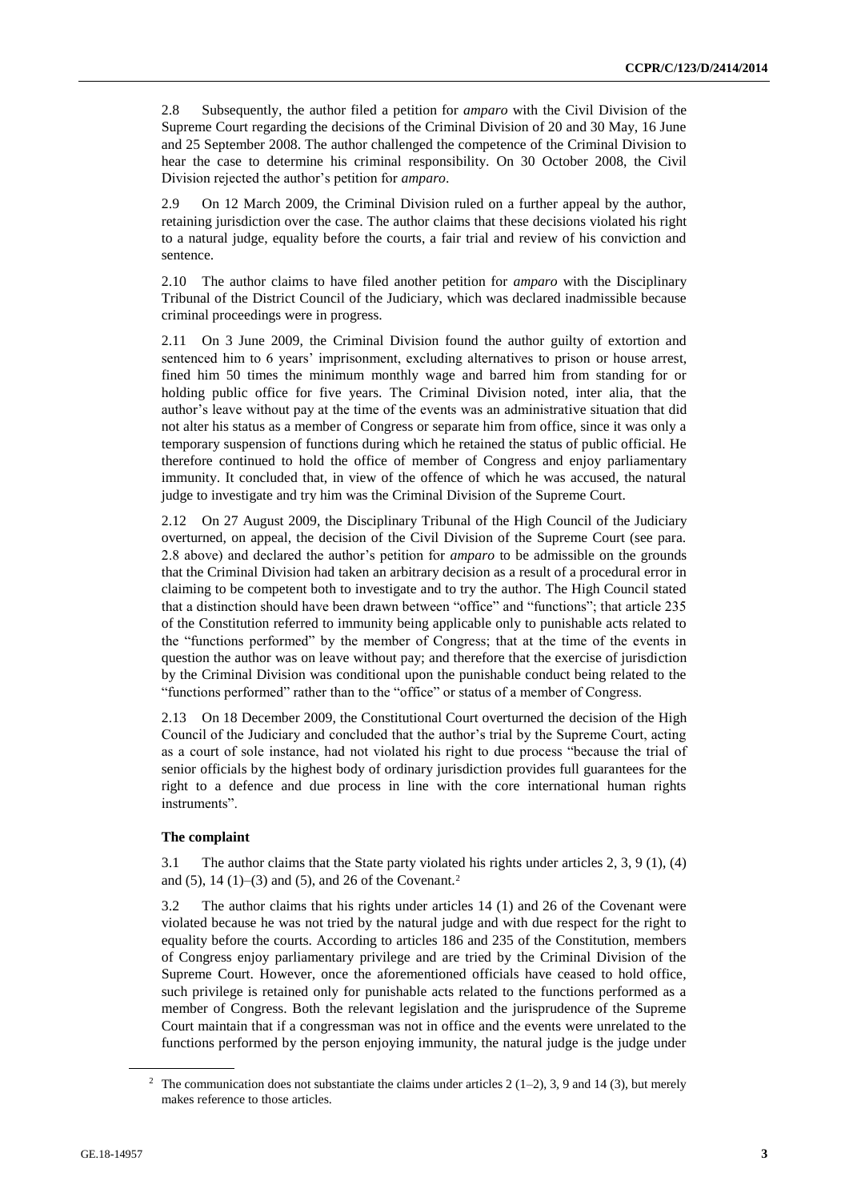2.8 Subsequently, the author filed a petition for *amparo* with the Civil Division of the Supreme Court regarding the decisions of the Criminal Division of 20 and 30 May, 16 June and 25 September 2008. The author challenged the competence of the Criminal Division to hear the case to determine his criminal responsibility. On 30 October 2008, the Civil Division rejected the author's petition for *amparo*.

2.9 On 12 March 2009, the Criminal Division ruled on a further appeal by the author, retaining jurisdiction over the case. The author claims that these decisions violated his right to a natural judge, equality before the courts, a fair trial and review of his conviction and sentence.

2.10 The author claims to have filed another petition for *amparo* with the Disciplinary Tribunal of the District Council of the Judiciary, which was declared inadmissible because criminal proceedings were in progress.

2.11 On 3 June 2009, the Criminal Division found the author guilty of extortion and sentenced him to 6 years' imprisonment, excluding alternatives to prison or house arrest, fined him 50 times the minimum monthly wage and barred him from standing for or holding public office for five years. The Criminal Division noted, inter alia, that the author's leave without pay at the time of the events was an administrative situation that did not alter his status as a member of Congress or separate him from office, since it was only a temporary suspension of functions during which he retained the status of public official. He therefore continued to hold the office of member of Congress and enjoy parliamentary immunity. It concluded that, in view of the offence of which he was accused, the natural judge to investigate and try him was the Criminal Division of the Supreme Court.

2.12 On 27 August 2009, the Disciplinary Tribunal of the High Council of the Judiciary overturned, on appeal, the decision of the Civil Division of the Supreme Court (see para. 2.8 above) and declared the author's petition for *amparo* to be admissible on the grounds that the Criminal Division had taken an arbitrary decision as a result of a procedural error in claiming to be competent both to investigate and to try the author. The High Council stated that a distinction should have been drawn between "office" and "functions"; that article 235 of the Constitution referred to immunity being applicable only to punishable acts related to the "functions performed" by the member of Congress; that at the time of the events in question the author was on leave without pay; and therefore that the exercise of jurisdiction by the Criminal Division was conditional upon the punishable conduct being related to the "functions performed" rather than to the "office" or status of a member of Congress.

2.13 On 18 December 2009, the Constitutional Court overturned the decision of the High Council of the Judiciary and concluded that the author's trial by the Supreme Court, acting as a court of sole instance, had not violated his right to due process "because the trial of senior officials by the highest body of ordinary jurisdiction provides full guarantees for the right to a defence and due process in line with the core international human rights instruments".

### The complaint

3.1 The author claims that the State party violated his rights under articles 2, 3, 9 (1), (4) and (5), 14 (1)–(3) and (5), and 26 of the Covenant.[2]

3.2 The author claims that his rights under articles 14 (1) and 26 of the Covenant were violated because he was not tried by the natural judge and with due respect for the right to equality before the courts. According to articles 186 and 235 of the Constitution, members of Congress enjoy parliamentary privilege and are tried by the Criminal Division of the Supreme Court. However, once the aforementioned officials have ceased to hold office, such privilege is retained only for punishable acts related to the functions performed as a member of Congress. Both the relevant legislation and the jurisprudence of the Supreme Court maintain that if a congressman was not in office and the events were unrelated to the functions performed by the person enjoying immunity, the natural judge is the judge under

[2] The communication does not substantiate the claims under articles 2 (1–2), 3, 9 and 14 (3), but merely makes reference to those articles.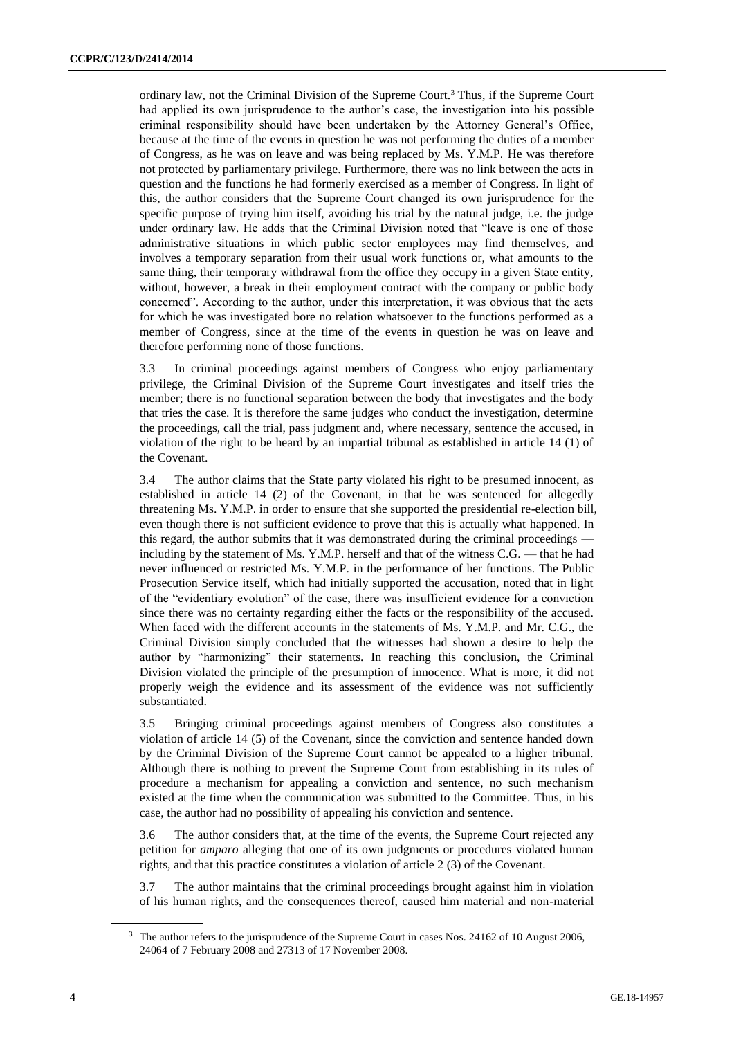ordinary law, not the Criminal Division of the Supreme Court.[3] Thus, if the Supreme Court had applied its own jurisprudence to the author's case, the investigation into his possible criminal responsibility should have been undertaken by the Attorney General's Office, because at the time of the events in question he was not performing the duties of a member of Congress, as he was on leave and was being replaced by Ms. Y.M.P. He was therefore not protected by parliamentary privilege. Furthermore, there was no link between the acts in question and the functions he had formerly exercised as a member of Congress. In light of this, the author considers that the Supreme Court changed its own jurisprudence for the specific purpose of trying him itself, avoiding his trial by the natural judge, i.e. the judge under ordinary law. He adds that the Criminal Division noted that "leave is one of those administrative situations in which public sector employees may find themselves, and involves a temporary separation from their usual work functions or, what amounts to the same thing, their temporary withdrawal from the office they occupy in a given State entity, without, however, a break in their employment contract with the company or public body concerned". According to the author, under this interpretation, it was obvious that the acts for which he was investigated bore no relation whatsoever to the functions performed as a member of Congress, since at the time of the events in question he was on leave and therefore performing none of those functions.

3.3 In criminal proceedings against members of Congress who enjoy parliamentary privilege, the Criminal Division of the Supreme Court investigates and itself tries the member; there is no functional separation between the body that investigates and the body that tries the case. It is therefore the same judges who conduct the investigation, determine the proceedings, call the trial, pass judgment and, where necessary, sentence the accused, in violation of the right to be heard by an impartial tribunal as established in article 14 (1) of the Covenant.

3.4 The author claims that the State party violated his right to be presumed innocent, as established in article 14 (2) of the Covenant, in that he was sentenced for allegedly threatening Ms. Y.M.P. in order to ensure that she supported the presidential re-election bill, even though there is not sufficient evidence to prove that this is actually what happened. In this regard, the author submits that it was demonstrated during the criminal proceedings — including by the statement of Ms. Y.M.P. herself and that of the witness C.G. — that he had never influenced or restricted Ms. Y.M.P. in the performance of her functions. The Public Prosecution Service itself, which had initially supported the accusation, noted that in light of the "evidentiary evolution" of the case, there was insufficient evidence for a conviction since there was no certainty regarding either the facts or the responsibility of the accused. When faced with the different accounts in the statements of Ms. Y.M.P. and Mr. C.G., the Criminal Division simply concluded that the witnesses had shown a desire to help the author by "harmonizing" their statements. In reaching this conclusion, the Criminal Division violated the principle of the presumption of innocence. What is more, it did not properly weigh the evidence and its assessment of the evidence was not sufficiently substantiated.

3.5 Bringing criminal proceedings against members of Congress also constitutes a violation of article 14 (5) of the Covenant, since the conviction and sentence handed down by the Criminal Division of the Supreme Court cannot be appealed to a higher tribunal. Although there is nothing to prevent the Supreme Court from establishing in its rules of procedure a mechanism for appealing a conviction and sentence, no such mechanism existed at the time when the communication was submitted to the Committee. Thus, in his case, the author had no possibility of appealing his conviction and sentence.

3.6 The author considers that, at the time of the events, the Supreme Court rejected any petition for *amparo* alleging that one of its own judgments or procedures violated human rights, and that this practice constitutes a violation of article 2 (3) of the Covenant.

3.7 The author maintains that the criminal proceedings brought against him in violation of his human rights, and the consequences thereof, caused him material and non-material

---

[3] The author refers to the jurisprudence of the Supreme Court in cases Nos. 24162 of 10 August 2006, 24064 of 7 February 2008 and 27313 of 17 November 2008.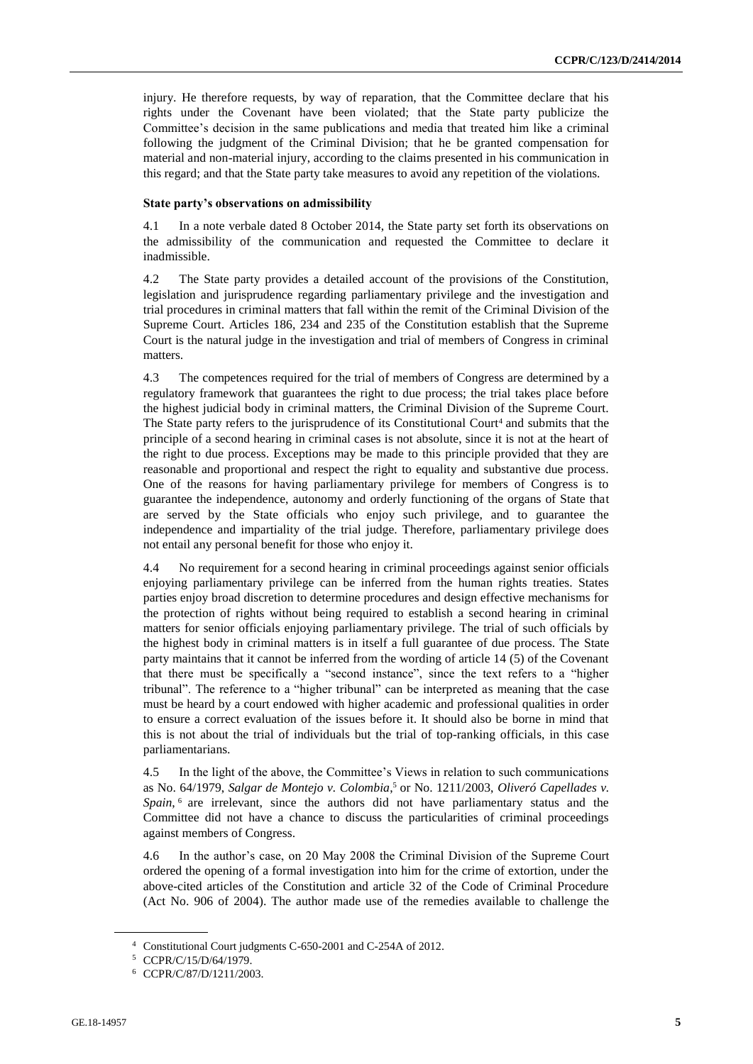injury. He therefore requests, by way of reparation, that the Committee declare that his rights under the Covenant have been violated; that the State party publicize the Committee's decision in the same publications and media that treated him like a criminal following the judgment of the Criminal Division; that he be granted compensation for material and non-material injury, according to the claims presented in his communication in this regard; and that the State party take measures to avoid any repetition of the violations.

### State party's observations on admissibility

4.1 In a note verbale dated 8 October 2014, the State party set forth its observations on the admissibility of the communication and requested the Committee to declare it inadmissible.

4.2 The State party provides a detailed account of the provisions of the Constitution, legislation and jurisprudence regarding parliamentary privilege and the investigation and trial procedures in criminal matters that fall within the remit of the Criminal Division of the Supreme Court. Articles 186, 234 and 235 of the Constitution establish that the Supreme Court is the natural judge in the investigation and trial of members of Congress in criminal matters.

4.3 The competences required for the trial of members of Congress are determined by a regulatory framework that guarantees the right to due process; the trial takes place before the highest judicial body in criminal matters, the Criminal Division of the Supreme Court. The State party refers to the jurisprudence of its Constitutional Court[4] and submits that the principle of a second hearing in criminal cases is not absolute, since it is not at the heart of the right to due process. Exceptions may be made to this principle provided that they are reasonable and proportional and respect the right to equality and substantive due process. One of the reasons for having parliamentary privilege for members of Congress is to guarantee the independence, autonomy and orderly functioning of the organs of State that are served by the State officials who enjoy such privilege, and to guarantee the independence and impartiality of the trial judge. Therefore, parliamentary privilege does not entail any personal benefit for those who enjoy it.

4.4 No requirement for a second hearing in criminal proceedings against senior officials enjoying parliamentary privilege can be inferred from the human rights treaties. States parties enjoy broad discretion to determine procedures and design effective mechanisms for the protection of rights without being required to establish a second hearing in criminal matters for senior officials enjoying parliamentary privilege. The trial of such officials by the highest body in criminal matters is in itself a full guarantee of due process. The State party maintains that it cannot be inferred from the wording of article 14 (5) of the Covenant that there must be specifically a "second instance", since the text refers to a "higher tribunal". The reference to a "higher tribunal" can be interpreted as meaning that the case must be heard by a court endowed with higher academic and professional qualities in order to ensure a correct evaluation of the issues before it. It should also be borne in mind that this is not about the trial of individuals but the trial of top-ranking officials, in this case parliamentarians.

4.5 In the light of the above, the Committee's Views in relation to such communications as No. 64/1979, *Salgar de Montejo v. Colombia*,[5] or No. 1211/2003, *Oliveró Capellades v. Spain*,[6] are irrelevant, since the authors did not have parliamentary status and the Committee did not have a chance to discuss the particularities of criminal proceedings against members of Congress.

4.6 In the author's case, on 20 May 2008 the Criminal Division of the Supreme Court ordered the opening of a formal investigation into him for the crime of extortion, under the above-cited articles of the Constitution and article 32 of the Code of Criminal Procedure (Act No. 906 of 2004). The author made use of the remedies available to challenge the

---

[4] Constitutional Court judgments C-650-2001 and C-254A of 2012.

[5] CCPR/C/15/D/64/1979.

[6] CCPR/C/87/D/1211/2003.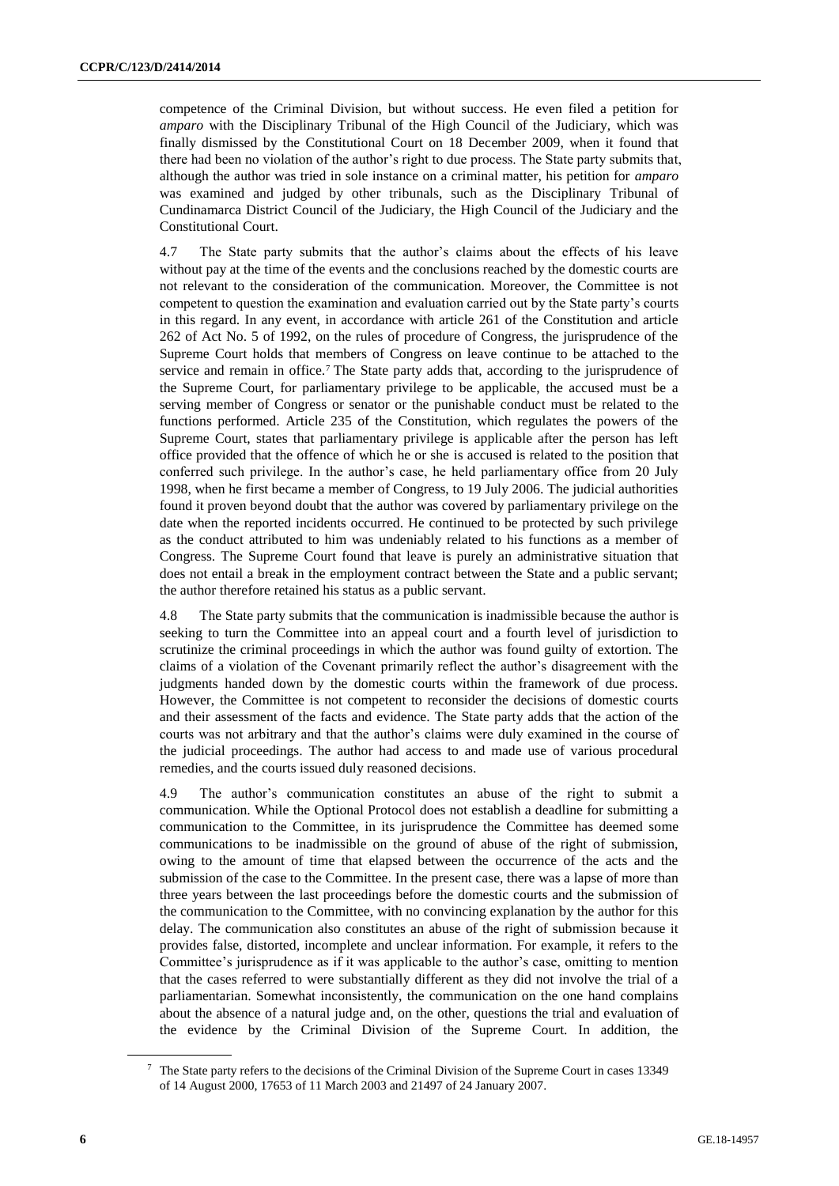competence of the Criminal Division, but without success. He even filed a petition for *amparo* with the Disciplinary Tribunal of the High Council of the Judiciary, which was finally dismissed by the Constitutional Court on 18 December 2009, when it found that there had been no violation of the author's right to due process. The State party submits that, although the author was tried in sole instance on a criminal matter, his petition for *amparo* was examined and judged by other tribunals, such as the Disciplinary Tribunal of Cundinamarca District Council of the Judiciary, the High Council of the Judiciary and the Constitutional Court.

4.7 The State party submits that the author's claims about the effects of his leave without pay at the time of the events and the conclusions reached by the domestic courts are not relevant to the consideration of the communication. Moreover, the Committee is not competent to question the examination and evaluation carried out by the State party's courts in this regard. In any event, in accordance with article 261 of the Constitution and article 262 of Act No. 5 of 1992, on the rules of procedure of Congress, the jurisprudence of the Supreme Court holds that members of Congress on leave continue to be attached to the service and remain in office.[7] The State party adds that, according to the jurisprudence of the Supreme Court, for parliamentary privilege to be applicable, the accused must be a serving member of Congress or senator or the punishable conduct must be related to the functions performed. Article 235 of the Constitution, which regulates the powers of the Supreme Court, states that parliamentary privilege is applicable after the person has left office provided that the offence of which he or she is accused is related to the position that conferred such privilege. In the author's case, he held parliamentary office from 20 July 1998, when he first became a member of Congress, to 19 July 2006. The judicial authorities found it proven beyond doubt that the author was covered by parliamentary privilege on the date when the reported incidents occurred. He continued to be protected by such privilege as the conduct attributed to him was undeniably related to his functions as a member of Congress. The Supreme Court found that leave is purely an administrative situation that does not entail a break in the employment contract between the State and a public servant; the author therefore retained his status as a public servant.

4.8 The State party submits that the communication is inadmissible because the author is seeking to turn the Committee into an appeal court and a fourth level of jurisdiction to scrutinize the criminal proceedings in which the author was found guilty of extortion. The claims of a violation of the Covenant primarily reflect the author's disagreement with the judgments handed down by the domestic courts within the framework of due process. However, the Committee is not competent to reconsider the decisions of domestic courts and their assessment of the facts and evidence. The State party adds that the action of the courts was not arbitrary and that the author's claims were duly examined in the course of the judicial proceedings. The author had access to and made use of various procedural remedies, and the courts issued duly reasoned decisions.

4.9 The author's communication constitutes an abuse of the right to submit a communication. While the Optional Protocol does not establish a deadline for submitting a communication to the Committee, in its jurisprudence the Committee has deemed some communications to be inadmissible on the ground of abuse of the right of submission, owing to the amount of time that elapsed between the occurrence of the acts and the submission of the case to the Committee. In the present case, there was a lapse of more than three years between the last proceedings before the domestic courts and the submission of the communication to the Committee, with no convincing explanation by the author for this delay. The communication also constitutes an abuse of the right of submission because it provides false, distorted, incomplete and unclear information. For example, it refers to the Committee's jurisprudence as if it was applicable to the author's case, omitting to mention that the cases referred to were substantially different as they did not involve the trial of a parliamentarian. Somewhat inconsistently, the communication on the one hand complains about the absence of a natural judge and, on the other, questions the trial and evaluation of the evidence by the Criminal Division of the Supreme Court. In addition, the

[7] The State party refers to the decisions of the Criminal Division of the Supreme Court in cases 13349 of 14 August 2000, 17653 of 11 March 2003 and 21497 of 24 January 2007.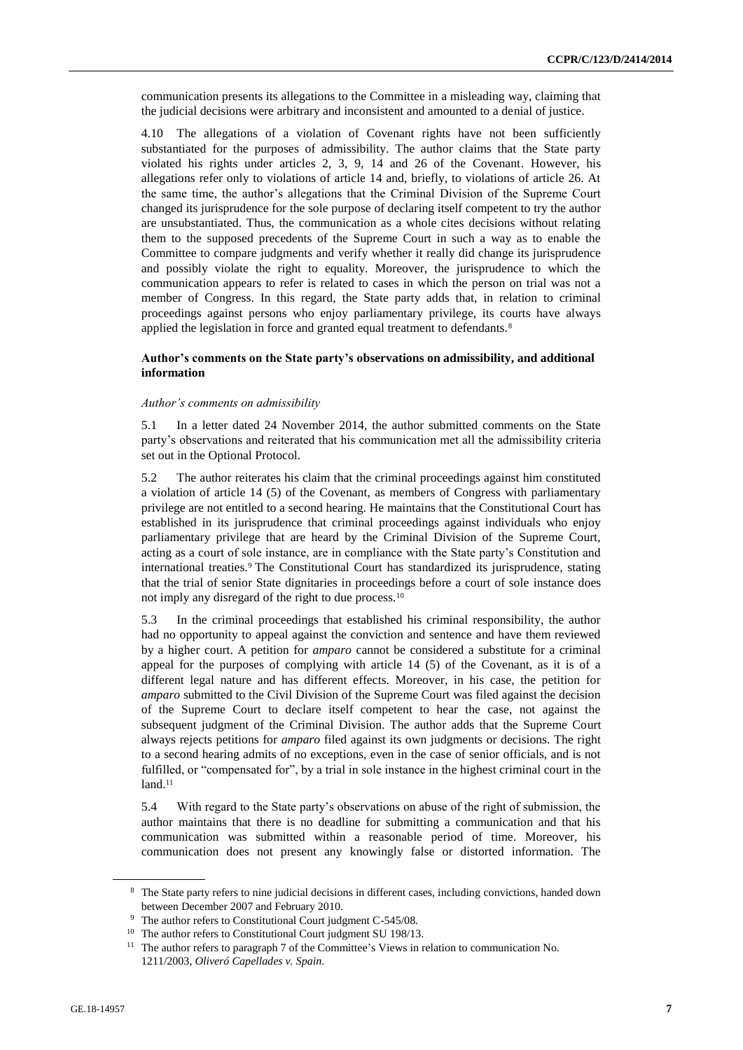communication presents its allegations to the Committee in a misleading way, claiming that the judicial decisions were arbitrary and inconsistent and amounted to a denial of justice.

4.10 The allegations of a violation of Covenant rights have not been sufficiently substantiated for the purposes of admissibility. The author claims that the State party violated his rights under articles 2, 3, 9, 14 and 26 of the Covenant. However, his allegations refer only to violations of article 14 and, briefly, to violations of article 26. At the same time, the author's allegations that the Criminal Division of the Supreme Court changed its jurisprudence for the sole purpose of declaring itself competent to try the author are unsubstantiated. Thus, the communication as a whole cites decisions without relating them to the supposed precedents of the Supreme Court in such a way as to enable the Committee to compare judgments and verify whether it really did change its jurisprudence and possibly violate the right to equality. Moreover, the jurisprudence to which the communication appears to refer is related to cases in which the person on trial was not a member of Congress. In this regard, the State party adds that, in relation to criminal proceedings against persons who enjoy parliamentary privilege, its courts have always applied the legislation in force and granted equal treatment to defendants.[8]

### Author's comments on the State party's observations on admissibility, and additional information

*Author's comments on admissibility*

5.1 In a letter dated 24 November 2014, the author submitted comments on the State party's observations and reiterated that his communication met all the admissibility criteria set out in the Optional Protocol.

5.2 The author reiterates his claim that the criminal proceedings against him constituted a violation of article 14 (5) of the Covenant, as members of Congress with parliamentary privilege are not entitled to a second hearing. He maintains that the Constitutional Court has established in its jurisprudence that criminal proceedings against individuals who enjoy parliamentary privilege that are heard by the Criminal Division of the Supreme Court, acting as a court of sole instance, are in compliance with the State party's Constitution and international treaties.[9] The Constitutional Court has standardized its jurisprudence, stating that the trial of senior State dignitaries in proceedings before a court of sole instance does not imply any disregard of the right to due process.[10]

5.3 In the criminal proceedings that established his criminal responsibility, the author had no opportunity to appeal against the conviction and sentence and have them reviewed by a higher court. A petition for *amparo* cannot be considered a substitute for a criminal appeal for the purposes of complying with article 14 (5) of the Covenant, as it is of a different legal nature and has different effects. Moreover, in his case, the petition for *amparo* submitted to the Civil Division of the Supreme Court was filed against the decision of the Supreme Court to declare itself competent to hear the case, not against the subsequent judgment of the Criminal Division. The author adds that the Supreme Court always rejects petitions for *amparo* filed against its own judgments or decisions. The right to a second hearing admits of no exceptions, even in the case of senior officials, and is not fulfilled, or "compensated for", by a trial in sole instance in the highest criminal court in the land.[11]

5.4 With regard to the State party's observations on abuse of the right of submission, the author maintains that there is no deadline for submitting a communication and that his communication was submitted within a reasonable period of time. Moreover, his communication does not present any knowingly false or distorted information. The

[8] The State party refers to nine judicial decisions in different cases, including convictions, handed down between December 2007 and February 2010.

[9] The author refers to Constitutional Court judgment C-545/08.

[10] The author refers to Constitutional Court judgment SU 198/13.

[11] The author refers to paragraph 7 of the Committee's Views in relation to communication No. 1211/2003, *Oliveró Capellades v. Spain*.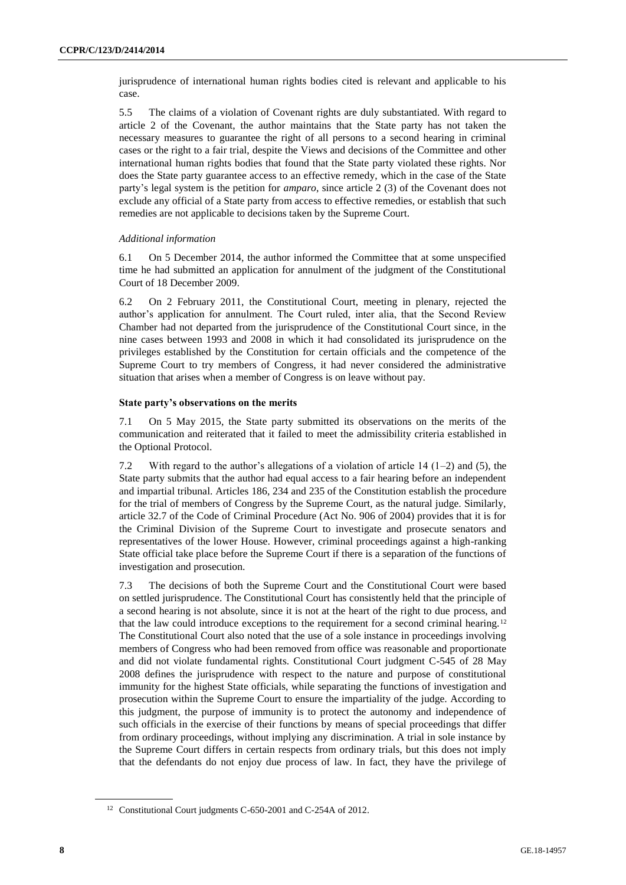jurisprudence of international human rights bodies cited is relevant and applicable to his case.

5.5 The claims of a violation of Covenant rights are duly substantiated. With regard to article 2 of the Covenant, the author maintains that the State party has not taken the necessary measures to guarantee the right of all persons to a second hearing in criminal cases or the right to a fair trial, despite the Views and decisions of the Committee and other international human rights bodies that found that the State party violated these rights. Nor does the State party guarantee access to an effective remedy, which in the case of the State party's legal system is the petition for *amparo*, since article 2 (3) of the Covenant does not exclude any official of a State party from access to effective remedies, or establish that such remedies are not applicable to decisions taken by the Supreme Court.

*Additional information*

6.1 On 5 December 2014, the author informed the Committee that at some unspecified time he had submitted an application for annulment of the judgment of the Constitutional Court of 18 December 2009.

6.2 On 2 February 2011, the Constitutional Court, meeting in plenary, rejected the author's application for annulment. The Court ruled, inter alia, that the Second Review Chamber had not departed from the jurisprudence of the Constitutional Court since, in the nine cases between 1993 and 2008 in which it had consolidated its jurisprudence on the privileges established by the Constitution for certain officials and the competence of the Supreme Court to try members of Congress, it had never considered the administrative situation that arises when a member of Congress is on leave without pay.

**State party's observations on the merits**

7.1 On 5 May 2015, the State party submitted its observations on the merits of the communication and reiterated that it failed to meet the admissibility criteria established in the Optional Protocol.

7.2 With regard to the author's allegations of a violation of article 14 (1–2) and (5), the State party submits that the author had equal access to a fair hearing before an independent and impartial tribunal. Articles 186, 234 and 235 of the Constitution establish the procedure for the trial of members of Congress by the Supreme Court, as the natural judge. Similarly, article 32.7 of the Code of Criminal Procedure (Act No. 906 of 2004) provides that it is for the Criminal Division of the Supreme Court to investigate and prosecute senators and representatives of the lower House. However, criminal proceedings against a high-ranking State official take place before the Supreme Court if there is a separation of the functions of investigation and prosecution.

7.3 The decisions of both the Supreme Court and the Constitutional Court were based on settled jurisprudence. The Constitutional Court has consistently held that the principle of a second hearing is not absolute, since it is not at the heart of the right to due process, and that the law could introduce exceptions to the requirement for a second criminal hearing.[12] The Constitutional Court also noted that the use of a sole instance in proceedings involving members of Congress who had been removed from office was reasonable and proportionate and did not violate fundamental rights. Constitutional Court judgment C-545 of 28 May 2008 defines the jurisprudence with respect to the nature and purpose of constitutional immunity for the highest State officials, while separating the functions of investigation and prosecution within the Supreme Court to ensure the impartiality of the judge. According to this judgment, the purpose of immunity is to protect the autonomy and independence of such officials in the exercise of their functions by means of special proceedings that differ from ordinary proceedings, without implying any discrimination. A trial in sole instance by the Supreme Court differs in certain respects from ordinary trials, but this does not imply that the defendants do not enjoy due process of law. In fact, they have the privilege of

[12] Constitutional Court judgments C-650-2001 and C-254A of 2012.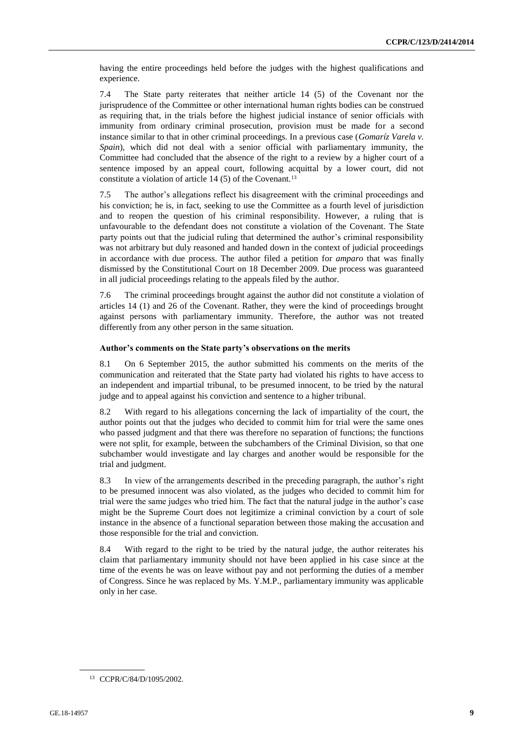having the entire proceedings held before the judges with the highest qualifications and experience.

7.4 The State party reiterates that neither article 14 (5) of the Covenant nor the jurisprudence of the Committee or other international human rights bodies can be construed as requiring that, in the trials before the highest judicial instance of senior officials with immunity from ordinary criminal prosecution, provision must be made for a second instance similar to that in other criminal proceedings. In a previous case (*Gomaríz Varela v. Spain*), which did not deal with a senior official with parliamentary immunity, the Committee had concluded that the absence of the right to a review by a higher court of a sentence imposed by an appeal court, following acquittal by a lower court, did not constitute a violation of article 14 (5) of the Covenant.[13]

7.5 The author's allegations reflect his disagreement with the criminal proceedings and his conviction; he is, in fact, seeking to use the Committee as a fourth level of jurisdiction and to reopen the question of his criminal responsibility. However, a ruling that is unfavourable to the defendant does not constitute a violation of the Covenant. The State party points out that the judicial ruling that determined the author's criminal responsibility was not arbitrary but duly reasoned and handed down in the context of judicial proceedings in accordance with due process. The author filed a petition for *amparo* that was finally dismissed by the Constitutional Court on 18 December 2009. Due process was guaranteed in all judicial proceedings relating to the appeals filed by the author.

7.6 The criminal proceedings brought against the author did not constitute a violation of articles 14 (1) and 26 of the Covenant. Rather, they were the kind of proceedings brought against persons with parliamentary immunity. Therefore, the author was not treated differently from any other person in the same situation.

### Author's comments on the State party's observations on the merits

8.1 On 6 September 2015, the author submitted his comments on the merits of the communication and reiterated that the State party had violated his rights to have access to an independent and impartial tribunal, to be presumed innocent, to be tried by the natural judge and to appeal against his conviction and sentence to a higher tribunal.

8.2 With regard to his allegations concerning the lack of impartiality of the court, the author points out that the judges who decided to commit him for trial were the same ones who passed judgment and that there was therefore no separation of functions; the functions were not split, for example, between the subchambers of the Criminal Division, so that one subchamber would investigate and lay charges and another would be responsible for the trial and judgment.

8.3 In view of the arrangements described in the preceding paragraph, the author's right to be presumed innocent was also violated, as the judges who decided to commit him for trial were the same judges who tried him. The fact that the natural judge in the author's case might be the Supreme Court does not legitimize a criminal conviction by a court of sole instance in the absence of a functional separation between those making the accusation and those responsible for the trial and conviction.

8.4 With regard to the right to be tried by the natural judge, the author reiterates his claim that parliamentary immunity should not have been applied in his case since at the time of the events he was on leave without pay and not performing the duties of a member of Congress. Since he was replaced by Ms. Y.M.P., parliamentary immunity was applicable only in her case.

---

[13] CCPR/C/84/D/1095/2002.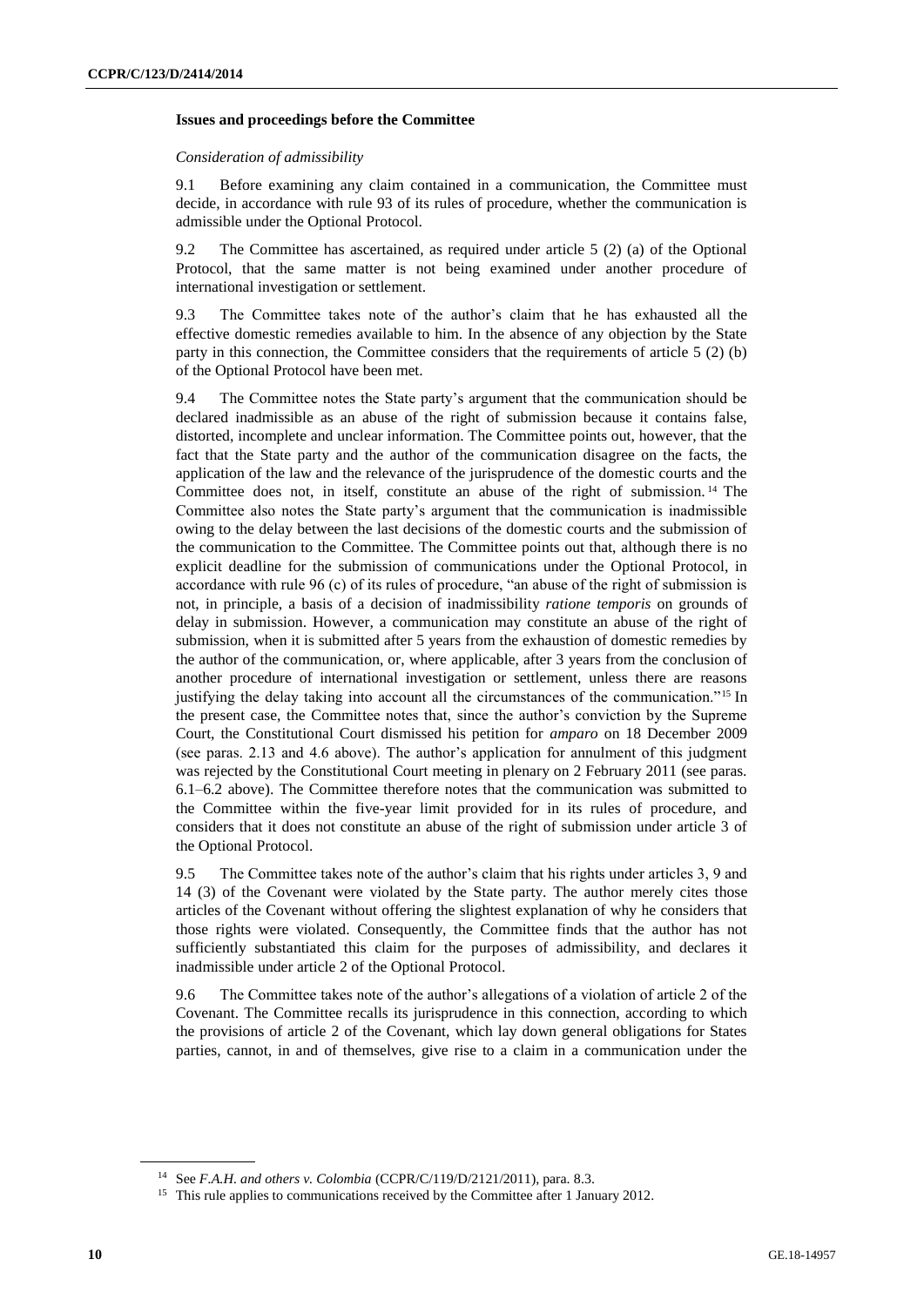### Issues and proceedings before the Committee

*Consideration of admissibility*

9.1 Before examining any claim contained in a communication, the Committee must decide, in accordance with rule 93 of its rules of procedure, whether the communication is admissible under the Optional Protocol.

9.2 The Committee has ascertained, as required under article 5 (2) (a) of the Optional Protocol, that the same matter is not being examined under another procedure of international investigation or settlement.

9.3 The Committee takes note of the author's claim that he has exhausted all the effective domestic remedies available to him. In the absence of any objection by the State party in this connection, the Committee considers that the requirements of article 5 (2) (b) of the Optional Protocol have been met.

9.4 The Committee notes the State party's argument that the communication should be declared inadmissible as an abuse of the right of submission because it contains false, distorted, incomplete and unclear information. The Committee points out, however, that the fact that the State party and the author of the communication disagree on the facts, the application of the law and the relevance of the jurisprudence of the domestic courts and the Committee does not, in itself, constitute an abuse of the right of submission.[14] The Committee also notes the State party's argument that the communication is inadmissible owing to the delay between the last decisions of the domestic courts and the submission of the communication to the Committee. The Committee points out that, although there is no explicit deadline for the submission of communications under the Optional Protocol, in accordance with rule 96 (c) of its rules of procedure, "an abuse of the right of submission is not, in principle, a basis of a decision of inadmissibility *ratione temporis* on grounds of delay in submission. However, a communication may constitute an abuse of the right of submission, when it is submitted after 5 years from the exhaustion of domestic remedies by the author of the communication, or, where applicable, after 3 years from the conclusion of another procedure of international investigation or settlement, unless there are reasons justifying the delay taking into account all the circumstances of the communication."[15] In the present case, the Committee notes that, since the author's conviction by the Supreme Court, the Constitutional Court dismissed his petition for *amparo* on 18 December 2009 (see paras. 2.13 and 4.6 above). The author's application for annulment of this judgment was rejected by the Constitutional Court meeting in plenary on 2 February 2011 (see paras. 6.1–6.2 above). The Committee therefore notes that the communication was submitted to the Committee within the five-year limit provided for in its rules of procedure, and considers that it does not constitute an abuse of the right of submission under article 3 of the Optional Protocol.

9.5 The Committee takes note of the author's claim that his rights under articles 3, 9 and 14 (3) of the Covenant were violated by the State party. The author merely cites those articles of the Covenant without offering the slightest explanation of why he considers that those rights were violated. Consequently, the Committee finds that the author has not sufficiently substantiated this claim for the purposes of admissibility, and declares it inadmissible under article 2 of the Optional Protocol.

9.6 The Committee takes note of the author's allegations of a violation of article 2 of the Covenant. The Committee recalls its jurisprudence in this connection, according to which the provisions of article 2 of the Covenant, which lay down general obligations for States parties, cannot, in and of themselves, give rise to a claim in a communication under the

---

[14] See *F.A.H. and others v. Colombia* (CCPR/C/119/D/2121/2011), para. 8.3.

[15] This rule applies to communications received by the Committee after 1 January 2012.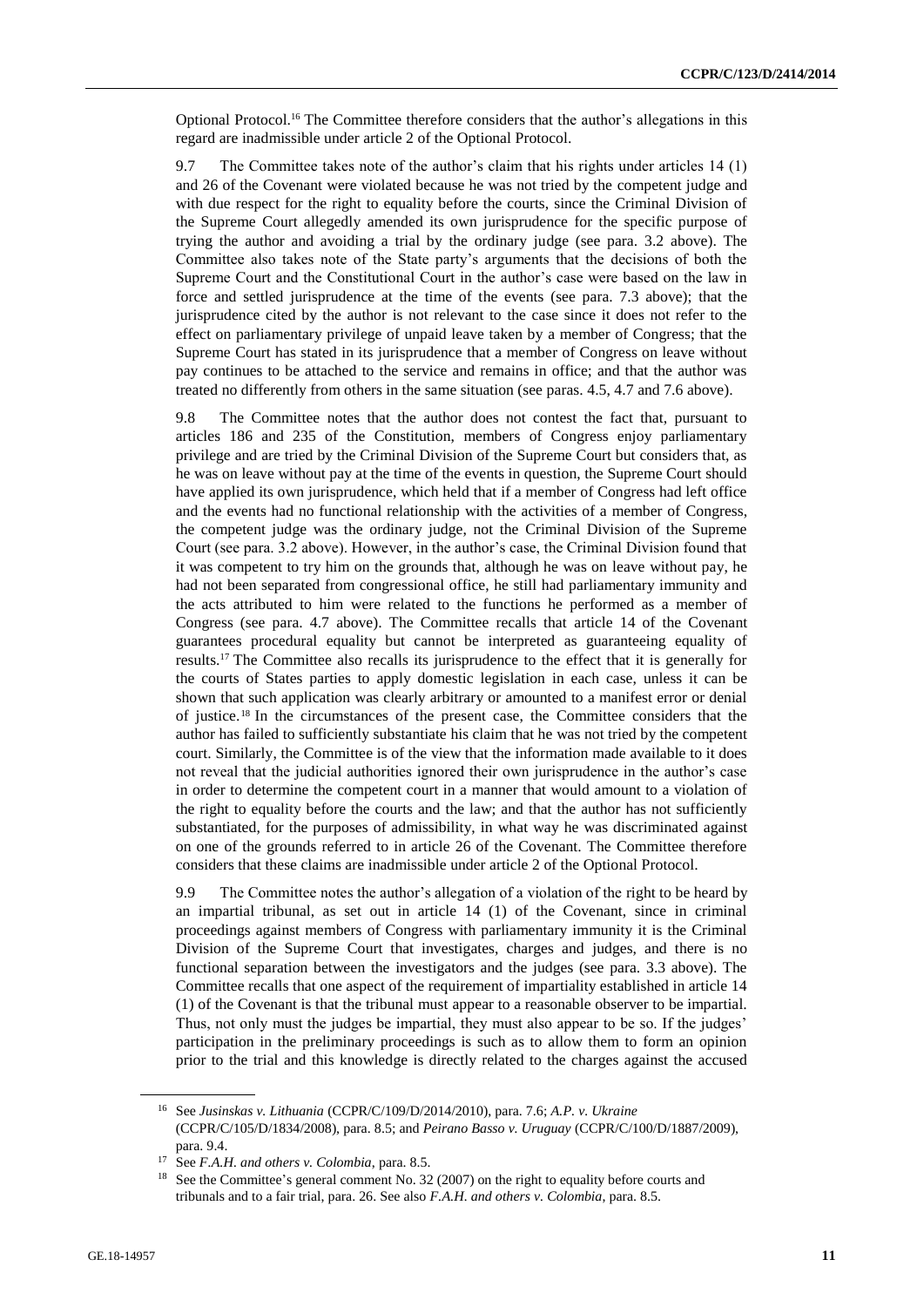Optional Protocol.[16] The Committee therefore considers that the author's allegations in this regard are inadmissible under article 2 of the Optional Protocol.

9.7 The Committee takes note of the author's claim that his rights under articles 14 (1) and 26 of the Covenant were violated because he was not tried by the competent judge and with due respect for the right to equality before the courts, since the Criminal Division of the Supreme Court allegedly amended its own jurisprudence for the specific purpose of trying the author and avoiding a trial by the ordinary judge (see para. 3.2 above). The Committee also takes note of the State party's arguments that the decisions of both the Supreme Court and the Constitutional Court in the author's case were based on the law in force and settled jurisprudence at the time of the events (see para. 7.3 above); that the jurisprudence cited by the author is not relevant to the case since it does not refer to the effect on parliamentary privilege of unpaid leave taken by a member of Congress; that the Supreme Court has stated in its jurisprudence that a member of Congress on leave without pay continues to be attached to the service and remains in office; and that the author was treated no differently from others in the same situation (see paras. 4.5, 4.7 and 7.6 above).

9.8 The Committee notes that the author does not contest the fact that, pursuant to articles 186 and 235 of the Constitution, members of Congress enjoy parliamentary privilege and are tried by the Criminal Division of the Supreme Court but considers that, as he was on leave without pay at the time of the events in question, the Supreme Court should have applied its own jurisprudence, which held that if a member of Congress had left office and the events had no functional relationship with the activities of a member of Congress, the competent judge was the ordinary judge, not the Criminal Division of the Supreme Court (see para. 3.2 above). However, in the author's case, the Criminal Division found that it was competent to try him on the grounds that, although he was on leave without pay, he had not been separated from congressional office, he still had parliamentary immunity and the acts attributed to him were related to the functions he performed as a member of Congress (see para. 4.7 above). The Committee recalls that article 14 of the Covenant guarantees procedural equality but cannot be interpreted as guaranteeing equality of results.[17] The Committee also recalls its jurisprudence to the effect that it is generally for the courts of States parties to apply domestic legislation in each case, unless it can be shown that such application was clearly arbitrary or amounted to a manifest error or denial of justice.[18] In the circumstances of the present case, the Committee considers that the author has failed to sufficiently substantiate his claim that he was not tried by the competent court. Similarly, the Committee is of the view that the information made available to it does not reveal that the judicial authorities ignored their own jurisprudence in the author's case in order to determine the competent court in a manner that would amount to a violation of the right to equality before the courts and the law; and that the author has not sufficiently substantiated, for the purposes of admissibility, in what way he was discriminated against on one of the grounds referred to in article 26 of the Covenant. The Committee therefore considers that these claims are inadmissible under article 2 of the Optional Protocol.

9.9 The Committee notes the author's allegation of a violation of the right to be heard by an impartial tribunal, as set out in article 14 (1) of the Covenant, since in criminal proceedings against members of Congress with parliamentary immunity it is the Criminal Division of the Supreme Court that investigates, charges and judges, and there is no functional separation between the investigators and the judges (see para. 3.3 above). The Committee recalls that one aspect of the requirement of impartiality established in article 14 (1) of the Covenant is that the tribunal must appear to a reasonable observer to be impartial. Thus, not only must the judges be impartial, they must also appear to be so. If the judges' participation in the preliminary proceedings is such as to allow them to form an opinion prior to the trial and this knowledge is directly related to the charges against the accused

---

[16] See *Jusinskas v. Lithuania* (CCPR/C/109/D/2014/2010), para. 7.6; *A.P. v. Ukraine* (CCPR/C/105/D/1834/2008), para. 8.5; and *Peirano Basso v. Uruguay* (CCPR/C/100/D/1887/2009), para. 9.4.

[17] See *F.A.H. and others v. Colombia*, para. 8.5.

[18] See the Committee's general comment No. 32 (2007) on the right to equality before courts and tribunals and to a fair trial, para. 26. See also *F.A.H. and others v. Colombia*, para. 8.5.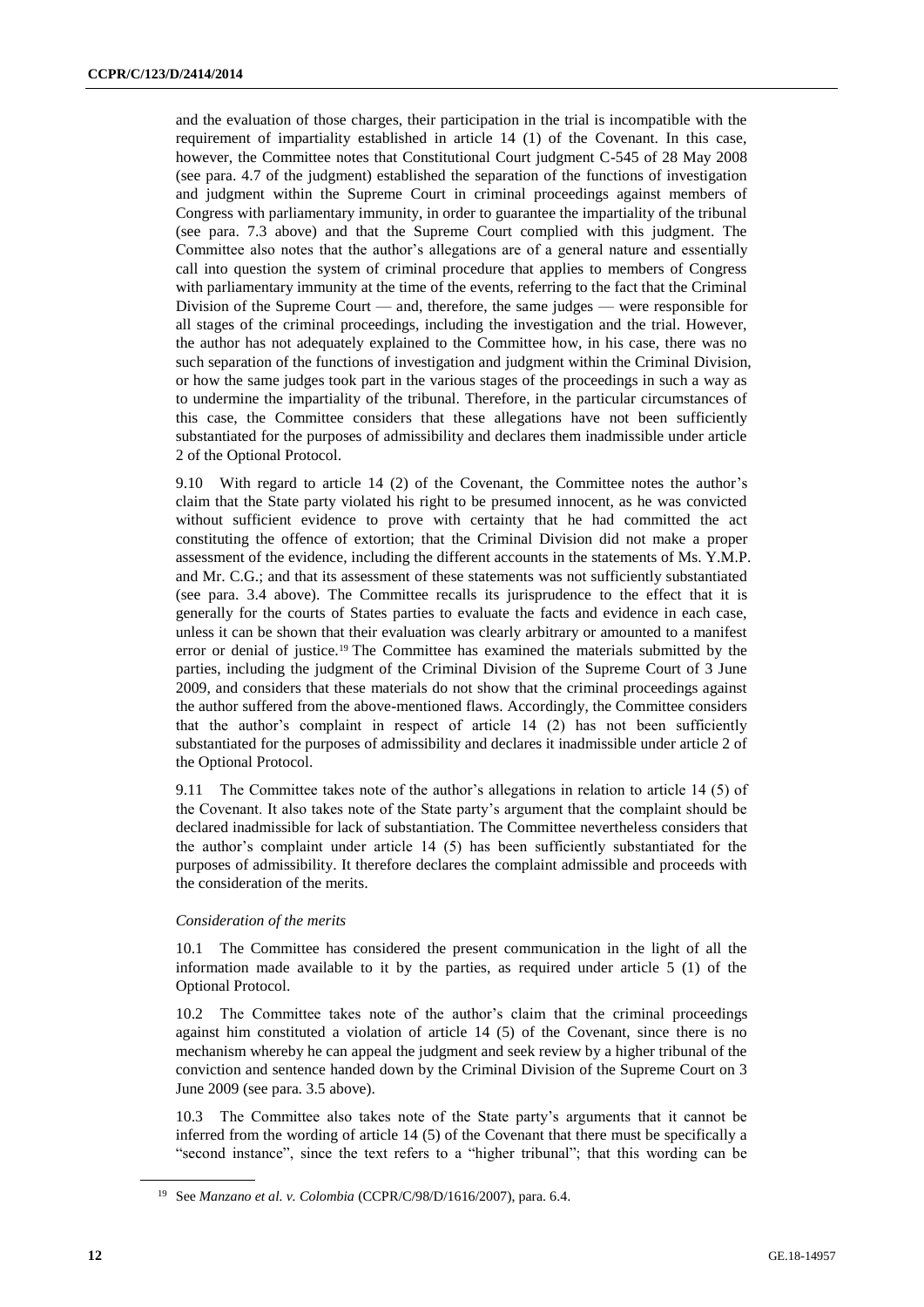and the evaluation of those charges, their participation in the trial is incompatible with the requirement of impartiality established in article 14 (1) of the Covenant. In this case, however, the Committee notes that Constitutional Court judgment C-545 of 28 May 2008 (see para. 4.7 of the judgment) established the separation of the functions of investigation and judgment within the Supreme Court in criminal proceedings against members of Congress with parliamentary immunity, in order to guarantee the impartiality of the tribunal (see para. 7.3 above) and that the Supreme Court complied with this judgment. The Committee also notes that the author's allegations are of a general nature and essentially call into question the system of criminal procedure that applies to members of Congress with parliamentary immunity at the time of the events, referring to the fact that the Criminal Division of the Supreme Court — and, therefore, the same judges — were responsible for all stages of the criminal proceedings, including the investigation and the trial. However, the author has not adequately explained to the Committee how, in his case, there was no such separation of the functions of investigation and judgment within the Criminal Division, or how the same judges took part in the various stages of the proceedings in such a way as to undermine the impartiality of the tribunal. Therefore, in the particular circumstances of this case, the Committee considers that these allegations have not been sufficiently substantiated for the purposes of admissibility and declares them inadmissible under article 2 of the Optional Protocol.

9.10 With regard to article 14 (2) of the Covenant, the Committee notes the author's claim that the State party violated his right to be presumed innocent, as he was convicted without sufficient evidence to prove with certainty that he had committed the act constituting the offence of extortion; that the Criminal Division did not make a proper assessment of the evidence, including the different accounts in the statements of Ms. Y.M.P. and Mr. C.G.; and that its assessment of these statements was not sufficiently substantiated (see para. 3.4 above). The Committee recalls its jurisprudence to the effect that it is generally for the courts of States parties to evaluate the facts and evidence in each case, unless it can be shown that their evaluation was clearly arbitrary or amounted to a manifest error or denial of justice.[19] The Committee has examined the materials submitted by the parties, including the judgment of the Criminal Division of the Supreme Court of 3 June 2009, and considers that these materials do not show that the criminal proceedings against the author suffered from the above-mentioned flaws. Accordingly, the Committee considers that the author's complaint in respect of article 14 (2) has not been sufficiently substantiated for the purposes of admissibility and declares it inadmissible under article 2 of the Optional Protocol.

9.11 The Committee takes note of the author's allegations in relation to article 14 (5) of the Covenant. It also takes note of the State party's argument that the complaint should be declared inadmissible for lack of substantiation. The Committee nevertheless considers that the author's complaint under article 14 (5) has been sufficiently substantiated for the purposes of admissibility. It therefore declares the complaint admissible and proceeds with the consideration of the merits.

*Consideration of the merits*

10.1 The Committee has considered the present communication in the light of all the information made available to it by the parties, as required under article 5 (1) of the Optional Protocol.

10.2 The Committee takes note of the author's claim that the criminal proceedings against him constituted a violation of article 14 (5) of the Covenant, since there is no mechanism whereby he can appeal the judgment and seek review by a higher tribunal of the conviction and sentence handed down by the Criminal Division of the Supreme Court on 3 June 2009 (see para. 3.5 above).

10.3 The Committee also takes note of the State party's arguments that it cannot be inferred from the wording of article 14 (5) of the Covenant that there must be specifically a "second instance", since the text refers to a "higher tribunal"; that this wording can be

---

[19] See *Manzano et al. v. Colombia* (CCPR/C/98/D/1616/2007), para. 6.4.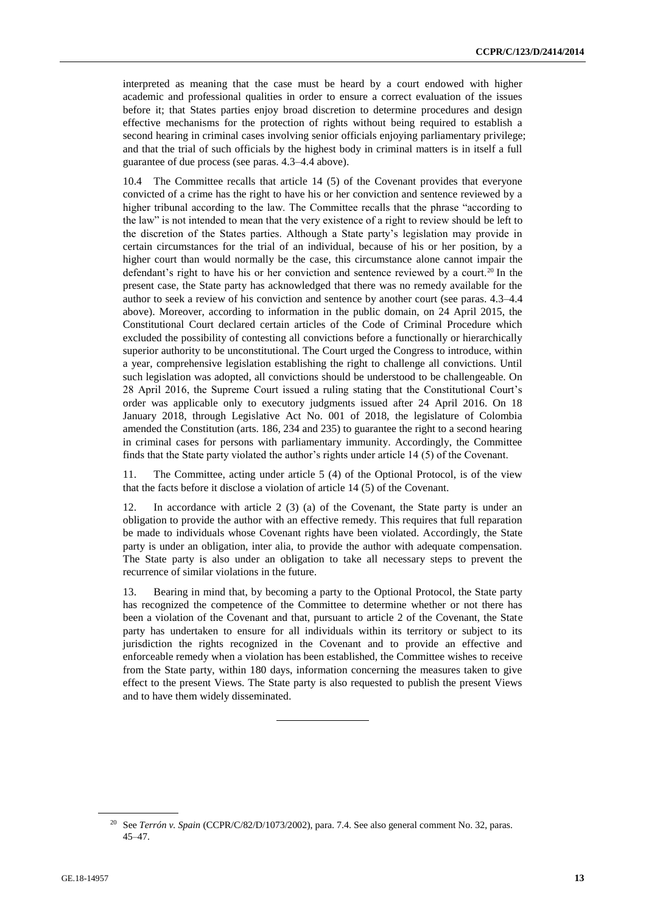interpreted as meaning that the case must be heard by a court endowed with higher academic and professional qualities in order to ensure a correct evaluation of the issues before it; that States parties enjoy broad discretion to determine procedures and design effective mechanisms for the protection of rights without being required to establish a second hearing in criminal cases involving senior officials enjoying parliamentary privilege; and that the trial of such officials by the highest body in criminal matters is in itself a full guarantee of due process (see paras. 4.3–4.4 above).

10.4 The Committee recalls that article 14 (5) of the Covenant provides that everyone convicted of a crime has the right to have his or her conviction and sentence reviewed by a higher tribunal according to the law. The Committee recalls that the phrase "according to the law" is not intended to mean that the very existence of a right to review should be left to the discretion of the States parties. Although a State party's legislation may provide in certain circumstances for the trial of an individual, because of his or her position, by a higher court than would normally be the case, this circumstance alone cannot impair the defendant's right to have his or her conviction and sentence reviewed by a court.[20] In the present case, the State party has acknowledged that there was no remedy available for the author to seek a review of his conviction and sentence by another court (see paras. 4.3–4.4 above). Moreover, according to information in the public domain, on 24 April 2015, the Constitutional Court declared certain articles of the Code of Criminal Procedure which excluded the possibility of contesting all convictions before a functionally or hierarchically superior authority to be unconstitutional. The Court urged the Congress to introduce, within a year, comprehensive legislation establishing the right to challenge all convictions. Until such legislation was adopted, all convictions should be understood to be challengeable. On 28 April 2016, the Supreme Court issued a ruling stating that the Constitutional Court's order was applicable only to executory judgments issued after 24 April 2016. On 18 January 2018, through Legislative Act No. 001 of 2018, the legislature of Colombia amended the Constitution (arts. 186, 234 and 235) to guarantee the right to a second hearing in criminal cases for persons with parliamentary immunity. Accordingly, the Committee finds that the State party violated the author's rights under article 14 (5) of the Covenant.

11. The Committee, acting under article 5 (4) of the Optional Protocol, is of the view that the facts before it disclose a violation of article 14 (5) of the Covenant.

12. In accordance with article 2 (3) (a) of the Covenant, the State party is under an obligation to provide the author with an effective remedy. This requires that full reparation be made to individuals whose Covenant rights have been violated. Accordingly, the State party is under an obligation, inter alia, to provide the author with adequate compensation. The State party is also under an obligation to take all necessary steps to prevent the recurrence of similar violations in the future.

13. Bearing in mind that, by becoming a party to the Optional Protocol, the State party has recognized the competence of the Committee to determine whether or not there has been a violation of the Covenant and that, pursuant to article 2 of the Covenant, the State party has undertaken to ensure for all individuals within its territory or subject to its jurisdiction the rights recognized in the Covenant and to provide an effective and enforceable remedy when a violation has been established, the Committee wishes to receive from the State party, within 180 days, information concerning the measures taken to give effect to the present Views. The State party is also requested to publish the present Views and to have them widely disseminated.

---

[20] See *Terrón v. Spain* (CCPR/C/82/D/1073/2002), para. 7.4. See also general comment No. 32, paras. 45–47.